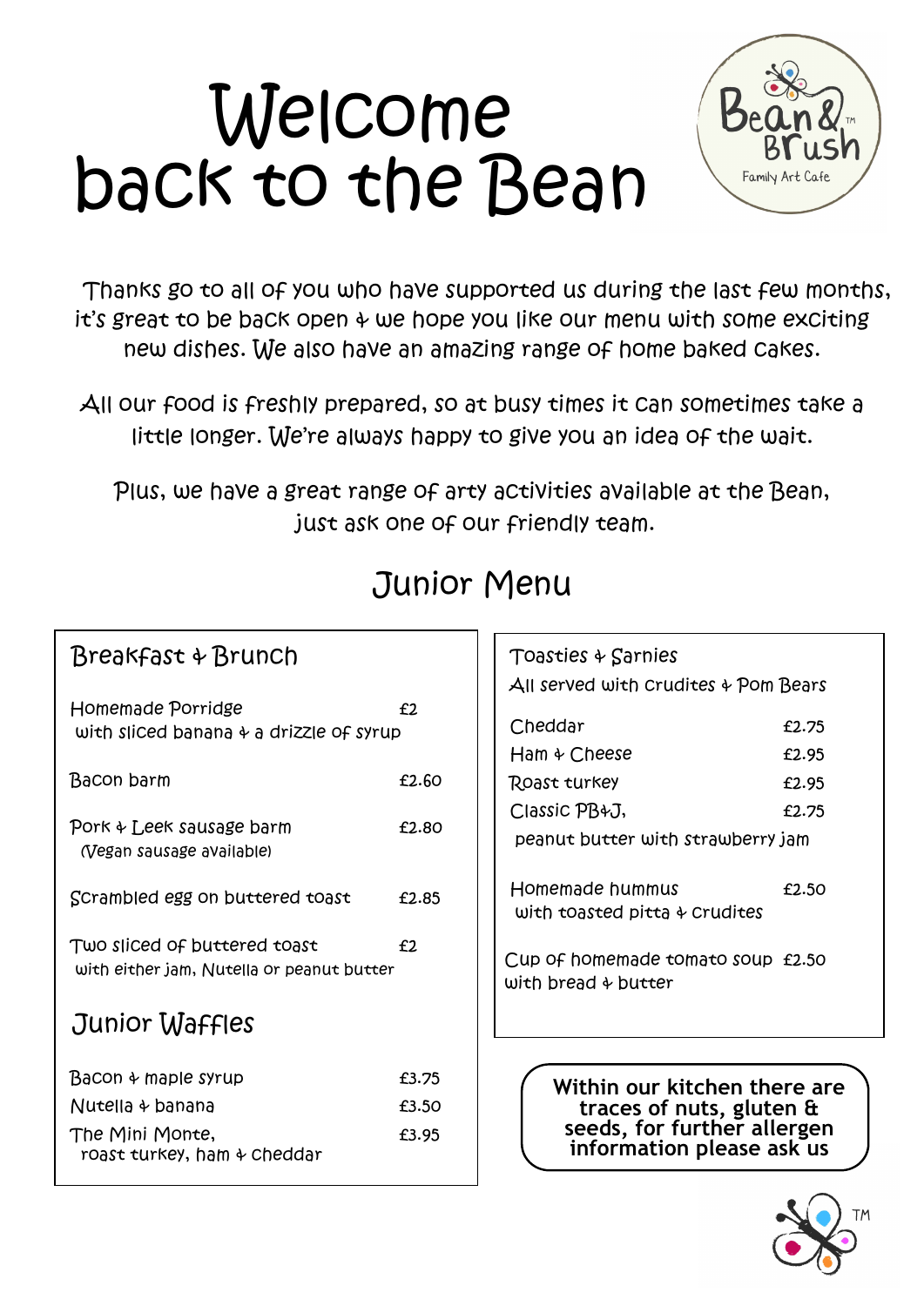# Welcome back to the Bean

Bean & Brush™ Family Art Cafe

Thanks go to all of you who have supported us during the last few months, it's great to be back open & we hope you like our menu with some exciting new dishes. We also have an amazing range of home baked cakes.

All our food is freshly prepared, so at busy times it can sometimes take a little longer. We're always happy to give you an idea of the wait.

Plus, we have a great range of arty activities available at the Bean, just ask one of our friendly team.

## Junior Menu

### Breakfast & Brunch

| Item | Price |
|---|---|
| Homemade Porridge with sliced banana & a drizzle of syrup | £2 |
| Bacon barm | £2.60 |
| Pork & Leek sausage barm (Vegan sausage available) | £2.80 |
| Scrambled egg on buttered toast | £2.85 |
| Two sliced of buttered toast with either jam, Nutella or peanut butter | £2 |

### Junior Waffles

| Item | Price |
|---|---|
| Bacon & maple syrup | £3.75 |
| Nutella & banana | £3.50 |
| The Mini Monte, roast turkey, ham & cheddar | £3.95 |

### Toasties & Sarnies

All served with crudites & Pom Bears

| Item | Price |
|---|---|
| Cheddar | £2.75 |
| Ham & Cheese | £2.95 |
| Roast turkey | £2.95 |
| Classic PB&J, peanut butter with strawberry jam | £2.75 |
| Homemade hummus with toasted pitta & crudites | £2.50 |
| Cup of homemade tomato soup with bread & butter | £2.50 |

**Within our kitchen there are traces of nuts, gluten & seeds, for further allergen information please ask us**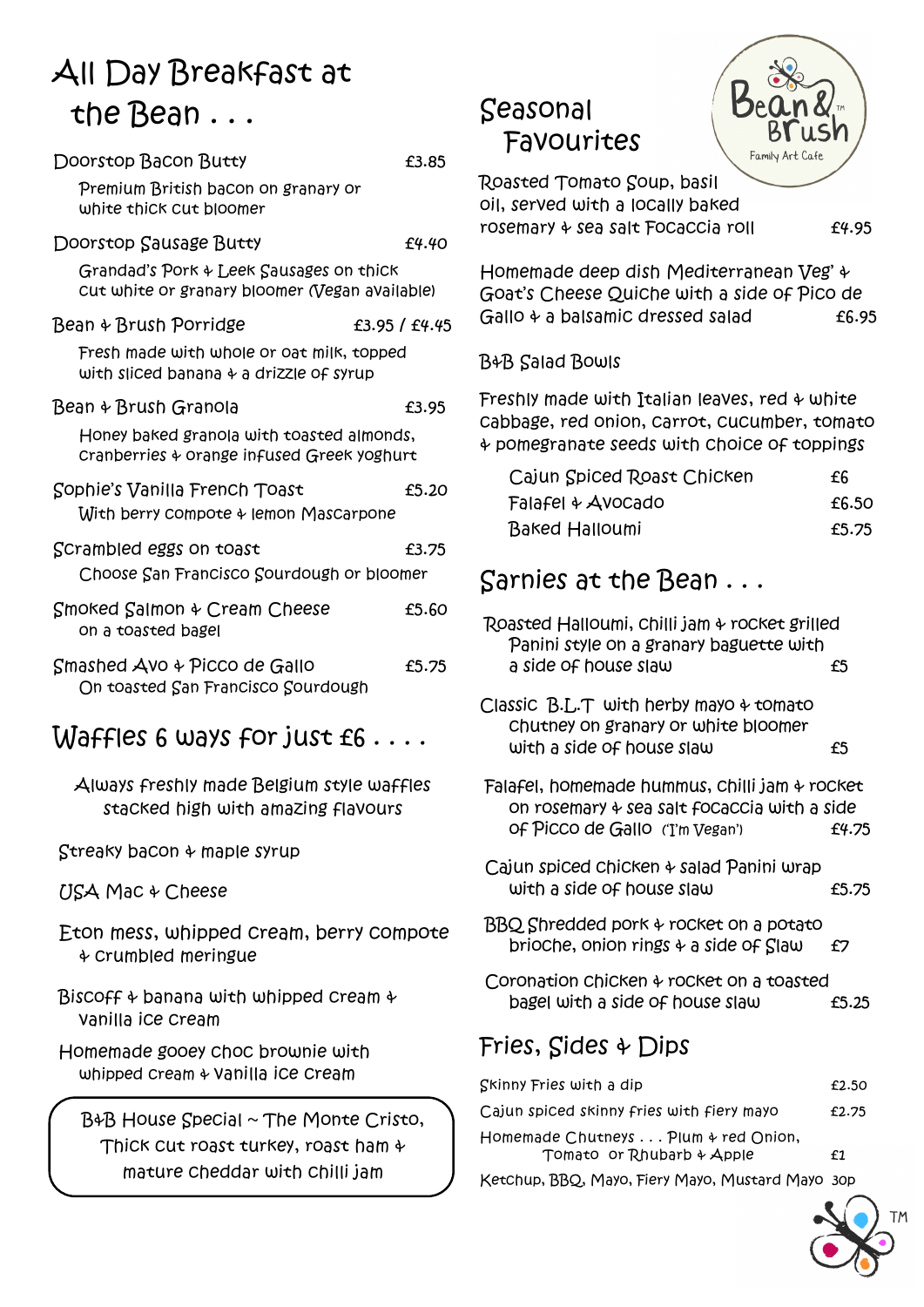# All Day Breakfast at the Bean . . .

**Doorstop Bacon Butty** — £3.85
Premium British bacon on granary or white thick cut bloomer

**Doorstop Sausage Butty** — £4.40
Grandad's Pork & Leek Sausages on thick cut white or granary bloomer (Vegan available)

**Bean & Brush Porridge** — £3.95 / £4.45
Fresh made with whole or oat milk, topped with sliced banana & a drizzle of syrup

**Bean & Brush Granola** — £3.95
Honey baked granola with toasted almonds, cranberries & orange infused Greek yoghurt

**Sophie's Vanilla French Toast** — £5.20
With berry compote & lemon Mascarpone

**Scrambled eggs on toast** — £3.75
Choose San Francisco Sourdough or bloomer

**Smoked Salmon & Cream Cheese** — £5.60
on a toasted bagel

**Smashed Avo & Picco de Gallo** — £5.75
On toasted San Francisco Sourdough

## Waffles 6 ways for just £6 . . . .

Always freshly made Belgium style waffles stacked high with amazing flavours

- Streaky bacon & maple syrup
- USA Mac & Cheese
- Eton mess, whipped cream, berry compote & crumbled meringue
- Biscoff & banana with whipped cream & vanilla ice cream
- Homemade gooey choc brownie with whipped cream & vanilla ice cream

B&B House Special ~ The Monte Cristo, Thick cut roast turkey, roast ham & mature cheddar with chilli jam

# Seasonal Favourites

Bean & Brush™ Family Art Cafe

**Roasted Tomato Soup, basil oil, served with a locally baked rosemary & sea salt Focaccia roll** — £4.95

**Homemade deep dish Mediterranean Veg' & Goat's Cheese Quiche with a side of Pico de Gallo & a balsamic dressed salad** — £6.95

## B&B Salad Bowls

Freshly made with Italian leaves, red & white cabbage, red onion, carrot, cucumber, tomato & pomegranate seeds with choice of toppings

| | |
|---|---|
| Cajun Spiced Roast Chicken | £6 |
| Falafel & Avocado | £6.50 |
| Baked Halloumi | £5.75 |

## Sarnies at the Bean . . .

**Roasted Halloumi, chilli jam & rocket grilled Panini style on a granary baguette with a side of house slaw** — £5

**Classic B.L.T with herby mayo & tomato chutney on granary or white bloomer with a side of house slaw** — £5

**Falafel, homemade hummus, chilli jam & rocket on rosemary & sea salt focaccia with a side of Picco de Gallo ('I'm Vegan')** — £4.75

**Cajun spiced chicken & salad Panini wrap with a side of house slaw** — £5.75

**BBQ Shredded pork & rocket on a potato brioche, onion rings & a side of Slaw** — £7

**Coronation chicken & rocket on a toasted bagel with a side of house slaw** — £5.25

## Fries, Sides & Dips

| | |
|---|---|
| Skinny Fries with a dip | £2.50 |
| Cajun spiced skinny fries with fiery mayo | £2.75 |
| Homemade Chutneys . . . Plum & red Onion, Tomato or Rhubarb & Apple | £1 |
| Ketchup, BBQ, Mayo, Fiery Mayo, Mustard Mayo | 30p |